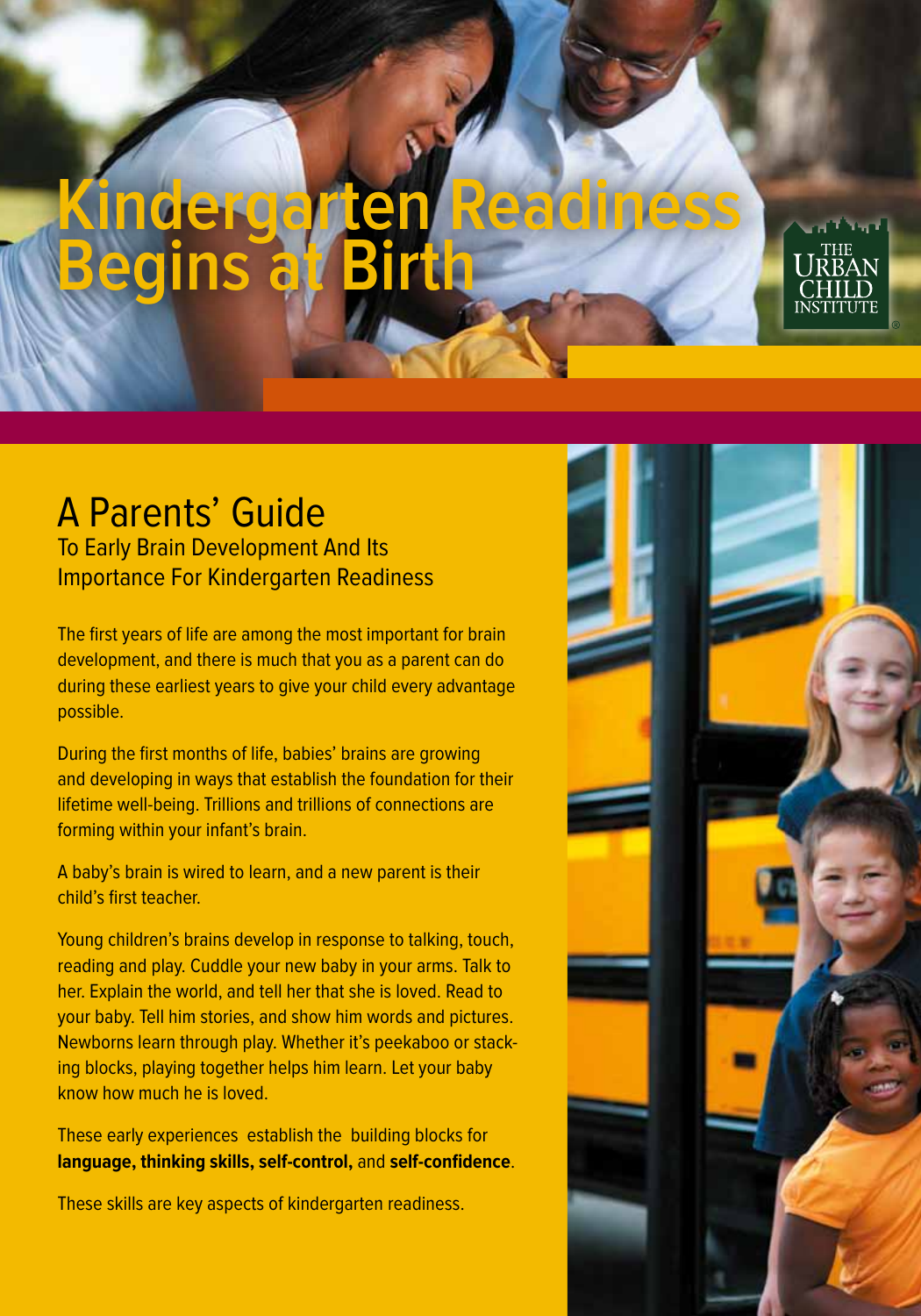# Kindergarten Readiness Begins at Birth

THE URBAN CHILD INSTITUTE

## A Parents' Guide

To Early Brain Development And Its Importance For Kindergarten Readiness

The first years of life are among the most important for brain development, and there is much that you as a parent can do during these earliest years to give your child every advantage possible.

During the first months of life, babies' brains are growing and developing in ways that establish the foundation for their lifetime well-being. Trillions and trillions of connections are forming within your infant's brain.

A baby's brain is wired to learn, and a new parent is their child's first teacher.

Young children's brains develop in response to talking, touch, reading and play. Cuddle your new baby in your arms. Talk to her. Explain the world, and tell her that she is loved. Read to your baby. Tell him stories, and show him words and pictures. Newborns learn through play. Whether it's peekaboo or stacking blocks, playing together helps him learn. Let your baby know how much he is loved.

These early experiences establish the building blocks for **language, thinking skills, self-control,** and **self-confidence**.

These skills are key aspects of kindergarten readiness.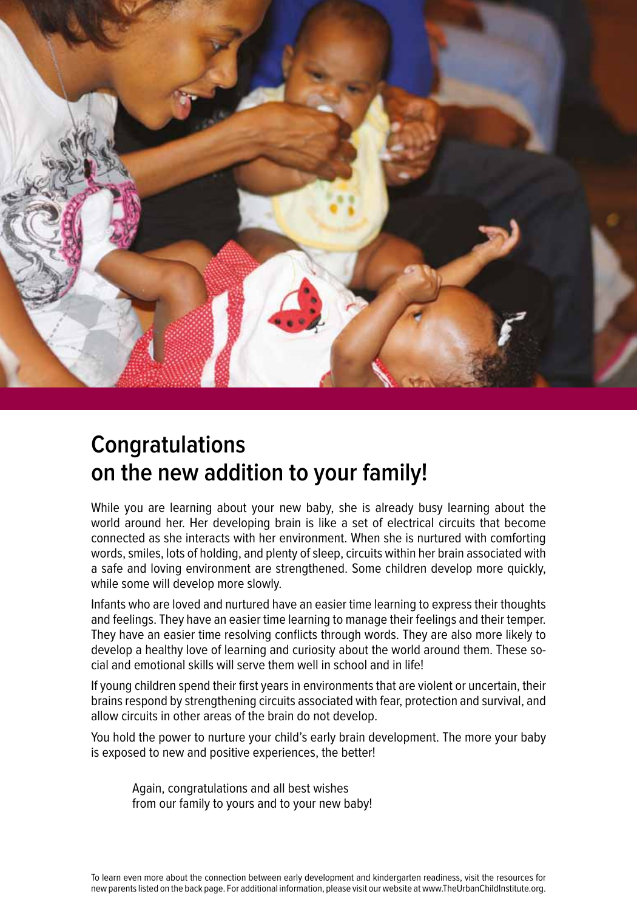# Congratulations on the new addition to your family!

While you are learning about your new baby, she is already busy learning about the world around her. Her developing brain is like a set of electrical circuits that become connected as she interacts with her environment. When she is nurtured with comforting words, smiles, lots of holding, and plenty of sleep, circuits within her brain associated with a safe and loving environment are strengthened. Some children develop more quickly, while some will develop more slowly.

Infants who are loved and nurtured have an easier time learning to express their thoughts and feelings. They have an easier time learning to manage their feelings and their temper. They have an easier time resolving conflicts through words. They are also more likely to develop a healthy love of learning and curiosity about the world around them. These social and emotional skills will serve them well in school and in life!

If young children spend their first years in environments that are violent or uncertain, their brains respond by strengthening circuits associated with fear, protection and survival, and allow circuits in other areas of the brain do not develop.

You hold the power to nurture your child's early brain development. The more your baby is exposed to new and positive experiences, the better!

Again, congratulations and all best wishes
from our family to yours and to your new baby!

To learn even more about the connection between early development and kindergarten readiness, visit the resources for new parents listed on the back page. For additional information, please visit our website at www.TheUrbanChildInstitute.org.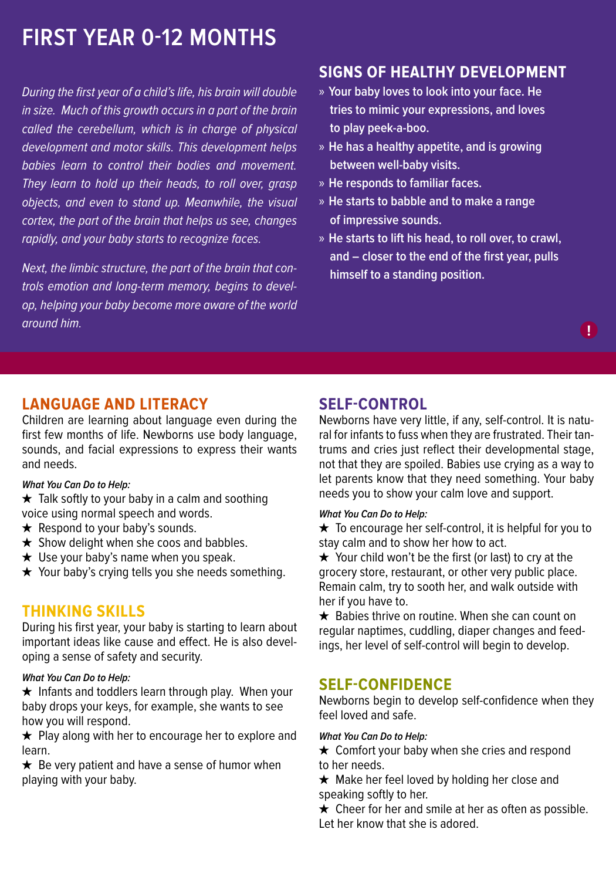# FIRST YEAR 0-12 MONTHS

*During the first year of a child's life, his brain will double in size. Much of this growth occurs in a part of the brain called the cerebellum, which is in charge of physical development and motor skills. This development helps babies learn to control their bodies and movement. They learn to hold up their heads, to roll over, grasp objects, and even to stand up. Meanwhile, the visual cortex, the part of the brain that helps us see, changes rapidly, and your baby starts to recognize faces.*

*Next, the limbic structure, the part of the brain that controls emotion and long-term memory, begins to develop, helping your baby become more aware of the world around him.*

## SIGNS OF HEALTHY DEVELOPMENT

- Your baby loves to look into your face. He tries to mimic your expressions, and loves to play peek-a-boo.
- He has a healthy appetite, and is growing between well-baby visits.
- He responds to familiar faces.
- He starts to babble and to make a range of impressive sounds.
- He starts to lift his head, to roll over, to crawl, and – closer to the end of the first year, pulls himself to a standing position.

## LANGUAGE AND LITERACY

Children are learning about language even during the first few months of life. Newborns use body language, sounds, and facial expressions to express their wants and needs.

***What You Can Do to Help:***

★ Talk softly to your baby in a calm and soothing voice using normal speech and words.
★ Respond to your baby's sounds.
★ Show delight when she coos and babbles.
★ Use your baby's name when you speak.
★ Your baby's crying tells you she needs something.

## THINKING SKILLS

During his first year, your baby is starting to learn about important ideas like cause and effect. He is also developing a sense of safety and security.

***What You Can Do to Help:***

★ Infants and toddlers learn through play. When your baby drops your keys, for example, she wants to see how you will respond.
★ Play along with her to encourage her to explore and learn.
★ Be very patient and have a sense of humor when playing with your baby.

## SELF-CONTROL

Newborns have very little, if any, self-control. It is natural for infants to fuss when they are frustrated. Their tantrums and cries just reflect their developmental stage, not that they are spoiled. Babies use crying as a way to let parents know that they need something. Your baby needs you to show your calm love and support.

***What You Can Do to Help:***

★ To encourage her self-control, it is helpful for you to stay calm and to show her how to act.
★ Your child won't be the first (or last) to cry at the grocery store, restaurant, or other very public place. Remain calm, try to sooth her, and walk outside with her if you have to.
★ Babies thrive on routine. When she can count on regular naptimes, cuddling, diaper changes and feedings, her level of self-control will begin to develop.

## SELF-CONFIDENCE

Newborns begin to develop self-confidence when they feel loved and safe.

***What You Can Do to Help:***

★ Comfort your baby when she cries and respond to her needs.
★ Make her feel loved by holding her close and speaking softly to her.
★ Cheer for her and smile at her as often as possible. Let her know that she is adored.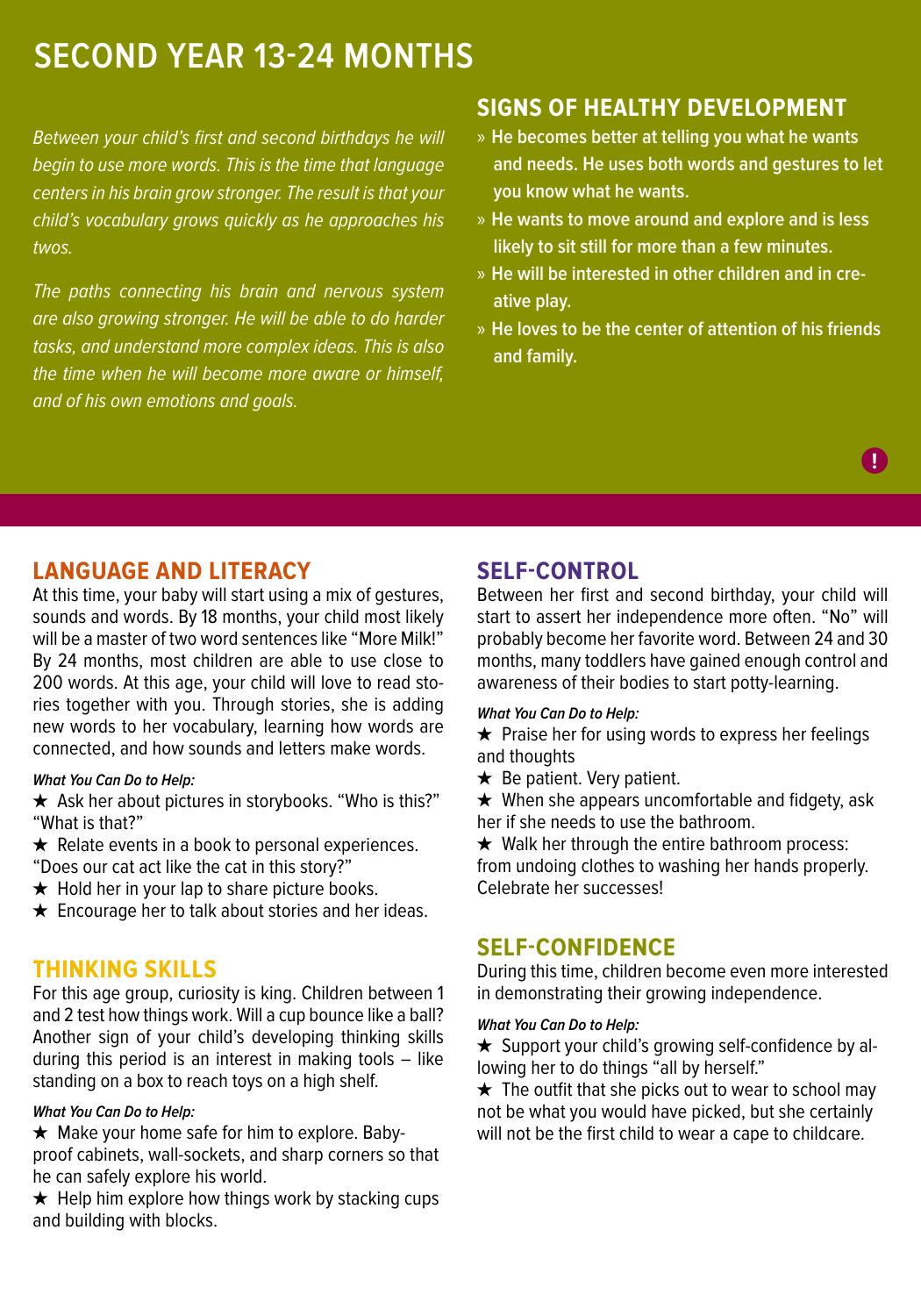# SECOND YEAR 13-24 MONTHS

*Between your child's first and second birthdays he will begin to use more words. This is the time that language centers in his brain grow stronger. The result is that your child's vocabulary grows quickly as he approaches his twos.*

*The paths connecting his brain and nervous system are also growing stronger. He will be able to do harder tasks, and understand more complex ideas. This is also the time when he will become more aware or himself, and of his own emotions and goals.*

## SIGNS OF HEALTHY DEVELOPMENT

- **He becomes better at telling you what he wants and needs. He uses both words and gestures to let you know what he wants.**
- **He wants to move around and explore and is less likely to sit still for more than a few minutes.**
- **He will be interested in other children and in creative play.**
- **He loves to be the center of attention of his friends and family.**

## LANGUAGE AND LITERACY

At this time, your baby will start using a mix of gestures, sounds and words. By 18 months, your child most likely will be a master of two word sentences like "More Milk!" By 24 months, most children are able to use close to 200 words. At this age, your child will love to read stories together with you. Through stories, she is adding new words to her vocabulary, learning how words are connected, and how sounds and letters make words.

***What You Can Do to Help:***

★ Ask her about pictures in storybooks. "Who is this?" "What is that?"
★ Relate events in a book to personal experiences. "Does our cat act like the cat in this story?"
★ Hold her in your lap to share picture books.
★ Encourage her to talk about stories and her ideas.

## THINKING SKILLS

For this age group, curiosity is king. Children between 1 and 2 test how things work. Will a cup bounce like a ball? Another sign of your child's developing thinking skills during this period is an interest in making tools – like standing on a box to reach toys on a high shelf.

***What You Can Do to Help:***

★ Make your home safe for him to explore. Baby-proof cabinets, wall-sockets, and sharp corners so that he can safely explore his world.
★ Help him explore how things work by stacking cups and building with blocks.

## SELF-CONTROL

Between her first and second birthday, your child will start to assert her independence more often. "No" will probably become her favorite word. Between 24 and 30 months, many toddlers have gained enough control and awareness of their bodies to start potty-learning.

***What You Can Do to Help:***

★ Praise her for using words to express her feelings and thoughts
★ Be patient. Very patient.
★ When she appears uncomfortable and fidgety, ask her if she needs to use the bathroom.
★ Walk her through the entire bathroom process: from undoing clothes to washing her hands properly. Celebrate her successes!

## SELF-CONFIDENCE

During this time, children become even more interested in demonstrating their growing independence.

***What You Can Do to Help:***

★ Support your child's growing self-confidence by allowing her to do things "all by herself."
★ The outfit that she picks out to wear to school may not be what you would have picked, but she certainly will not be the first child to wear a cape to childcare.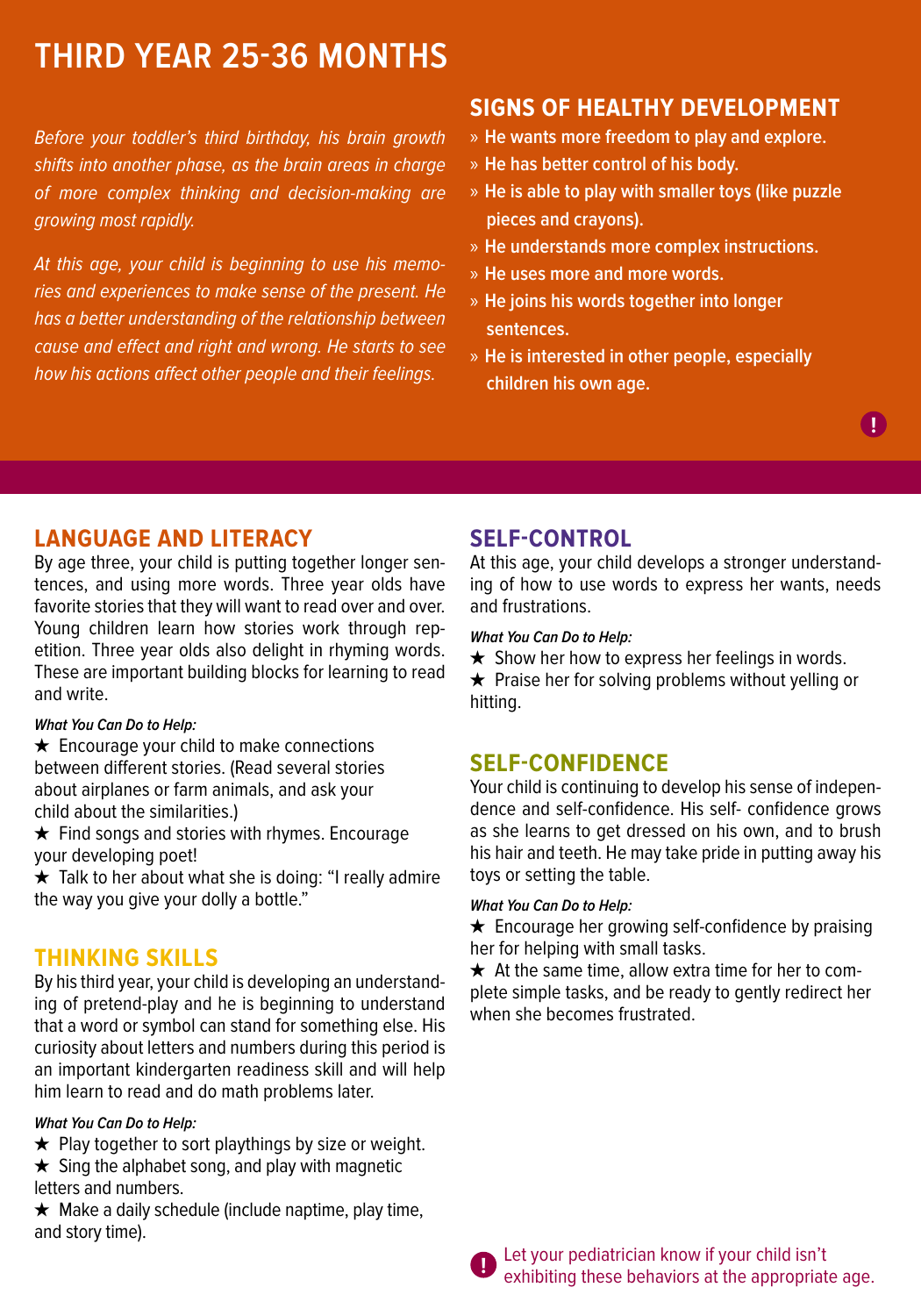# THIRD YEAR 25-36 MONTHS

*Before your toddler's third birthday, his brain growth shifts into another phase, as the brain areas in charge of more complex thinking and decision-making are growing most rapidly.*

*At this age, your child is beginning to use his memories and experiences to make sense of the present. He has a better understanding of the relationship between cause and effect and right and wrong. He starts to see how his actions affect other people and their feelings.*

## SIGNS OF HEALTHY DEVELOPMENT

- **He wants more freedom to play and explore.**
- **He has better control of his body.**
- **He is able to play with smaller toys (like puzzle pieces and crayons).**
- **He understands more complex instructions.**
- **He uses more and more words.**
- **He joins his words together into longer sentences.**
- **He is interested in other people, especially children his own age.**

## LANGUAGE AND LITERACY

By age three, your child is putting together longer sentences, and using more words. Three year olds have favorite stories that they will want to read over and over. Young children learn how stories work through repetition. Three year olds also delight in rhyming words. These are important building blocks for learning to read and write.

***What You Can Do to Help:***

★ Encourage your child to make connections between different stories. (Read several stories about airplanes or farm animals, and ask your child about the similarities.)

★ Find songs and stories with rhymes. Encourage your developing poet!

★ Talk to her about what she is doing: "I really admire the way you give your dolly a bottle."

## THINKING SKILLS

By his third year, your child is developing an understanding of pretend-play and he is beginning to understand that a word or symbol can stand for something else. His curiosity about letters and numbers during this period is an important kindergarten readiness skill and will help him learn to read and do math problems later.

***What You Can Do to Help:***

★ Play together to sort playthings by size or weight.

★ Sing the alphabet song, and play with magnetic letters and numbers.

★ Make a daily schedule (include naptime, play time, and story time).

## SELF-CONTROL

At this age, your child develops a stronger understanding of how to use words to express her wants, needs and frustrations.

***What You Can Do to Help:***

★ Show her how to express her feelings in words.

★ Praise her for solving problems without yelling or hitting.

## SELF-CONFIDENCE

Your child is continuing to develop his sense of independence and self-confidence. His self- confidence grows as she learns to get dressed on his own, and to brush his hair and teeth. He may take pride in putting away his toys or setting the table.

***What You Can Do to Help:***

★ Encourage her growing self-confidence by praising her for helping with small tasks.

★ At the same time, allow extra time for her to complete simple tasks, and be ready to gently redirect her when she becomes frustrated.

! Let your pediatrician know if your child isn't exhibiting these behaviors at the appropriate age.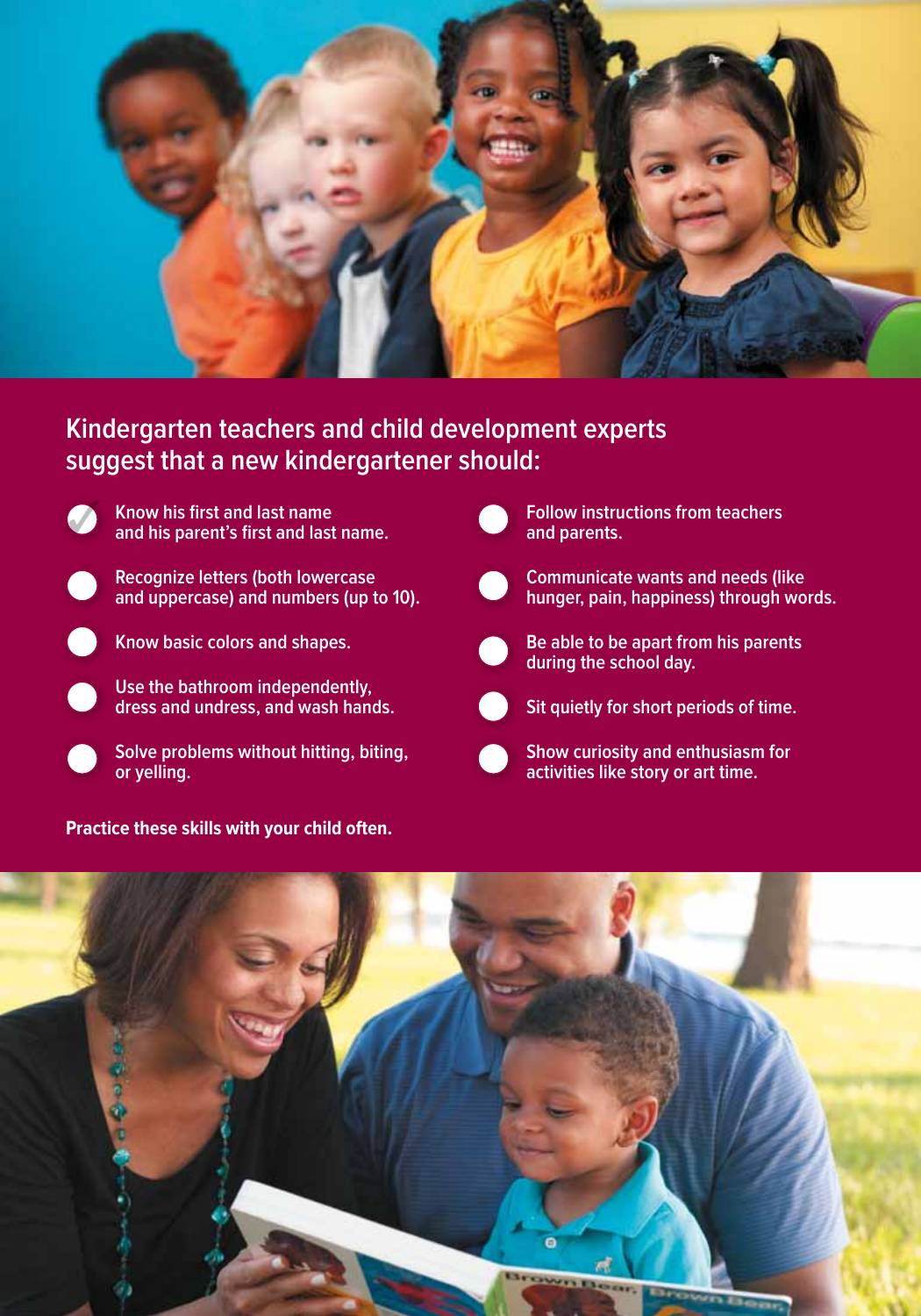## Kindergarten teachers and child development experts suggest that a new kindergartener should:

- Know his first and last name and his parent's first and last name.
- Recognize letters (both lowercase and uppercase) and numbers (up to 10).
- Know basic colors and shapes.
- Use the bathroom independently, dress and undress, and wash hands.
- Solve problems without hitting, biting, or yelling.
- Follow instructions from teachers and parents.
- Communicate wants and needs (like hunger, pain, happiness) through words.
- Be able to be apart from his parents during the school day.
- Sit quietly for short periods of time.
- Show curiosity and enthusiasm for activities like story or art time.

**Practice these skills with your child often.**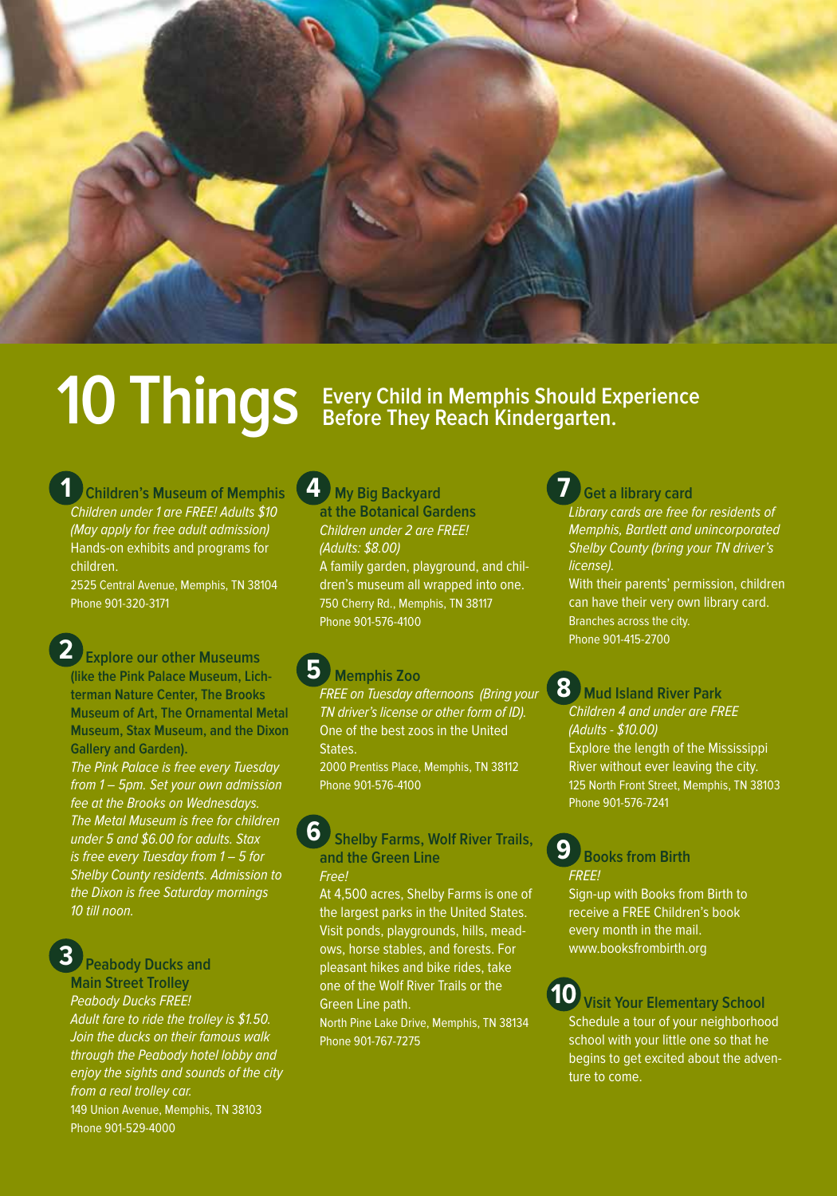# 10 Things

## Every Child in Memphis Should Experience Before They Reach Kindergarten.

### 1 Children's Museum of Memphis

*Children under 1 are FREE! Adults $10 (May apply for free adult admission)*

Hands-on exhibits and programs for children.

2525 Central Avenue, Memphis, TN 38104
Phone 901-320-3171

### 2 Explore our other Museums

**(like the Pink Palace Museum, Lichterman Nature Center, The Brooks Museum of Art, The Ornamental Metal Museum, Stax Museum, and the Dixon Gallery and Garden).**

*The Pink Palace is free every Tuesday from 1 – 5pm. Set your own admission fee at the Brooks on Wednesdays. The Metal Museum is free for children under 5 and $6.00 for adults. Stax is free every Tuesday from 1 – 5 for Shelby County residents. Admission to the Dixon is free Saturday mornings 10 till noon.*

### 3 Peabody Ducks and Main Street Trolley

*Peabody Ducks FREE!*

*Adult fare to ride the trolley is $1.50. Join the ducks on their famous walk through the Peabody hotel lobby and enjoy the sights and sounds of the city from a real trolley car.*

149 Union Avenue, Memphis, TN 38103
Phone 901-529-4000

### 4 My Big Backyard at the Botanical Gardens

*Children under 2 are FREE! (Adults: $8.00)*

A family garden, playground, and children's museum all wrapped into one.

750 Cherry Rd., Memphis, TN 38117
Phone 901-576-4100

### 5 Memphis Zoo

*FREE on Tuesday afternoons (Bring your TN driver's license or other form of ID).*

One of the best zoos in the United States.

2000 Prentiss Place, Memphis, TN 38112
Phone 901-576-4100

### 6 Shelby Farms, Wolf River Trails, and the Green Line

*Free!*

At 4,500 acres, Shelby Farms is one of the largest parks in the United States. Visit ponds, playgrounds, hills, meadows, horse stables, and forests. For pleasant hikes and bike rides, take one of the Wolf River Trails or the Green Line path.

North Pine Lake Drive, Memphis, TN 38134
Phone 901-767-7275

### 7 Get a library card

*Library cards are free for residents of Memphis, Bartlett and unincorporated Shelby County (bring your TN driver's license).*

With their parents' permission, children can have their very own library card.

Branches across the city.
Phone 901-415-2700

### 8 Mud Island River Park

*Children 4 and under are FREE (Adults - $10.00)*

Explore the length of the Mississippi River without ever leaving the city.

125 North Front Street, Memphis, TN 38103
Phone 901-576-7241

### 9 Books from Birth

*FREE!*

Sign-up with Books from Birth to receive a FREE Children's book every month in the mail.

www.booksfrombirth.org

### 10 Visit Your Elementary School

Schedule a tour of your neighborhood school with your little one so that he begins to get excited about the adventure to come.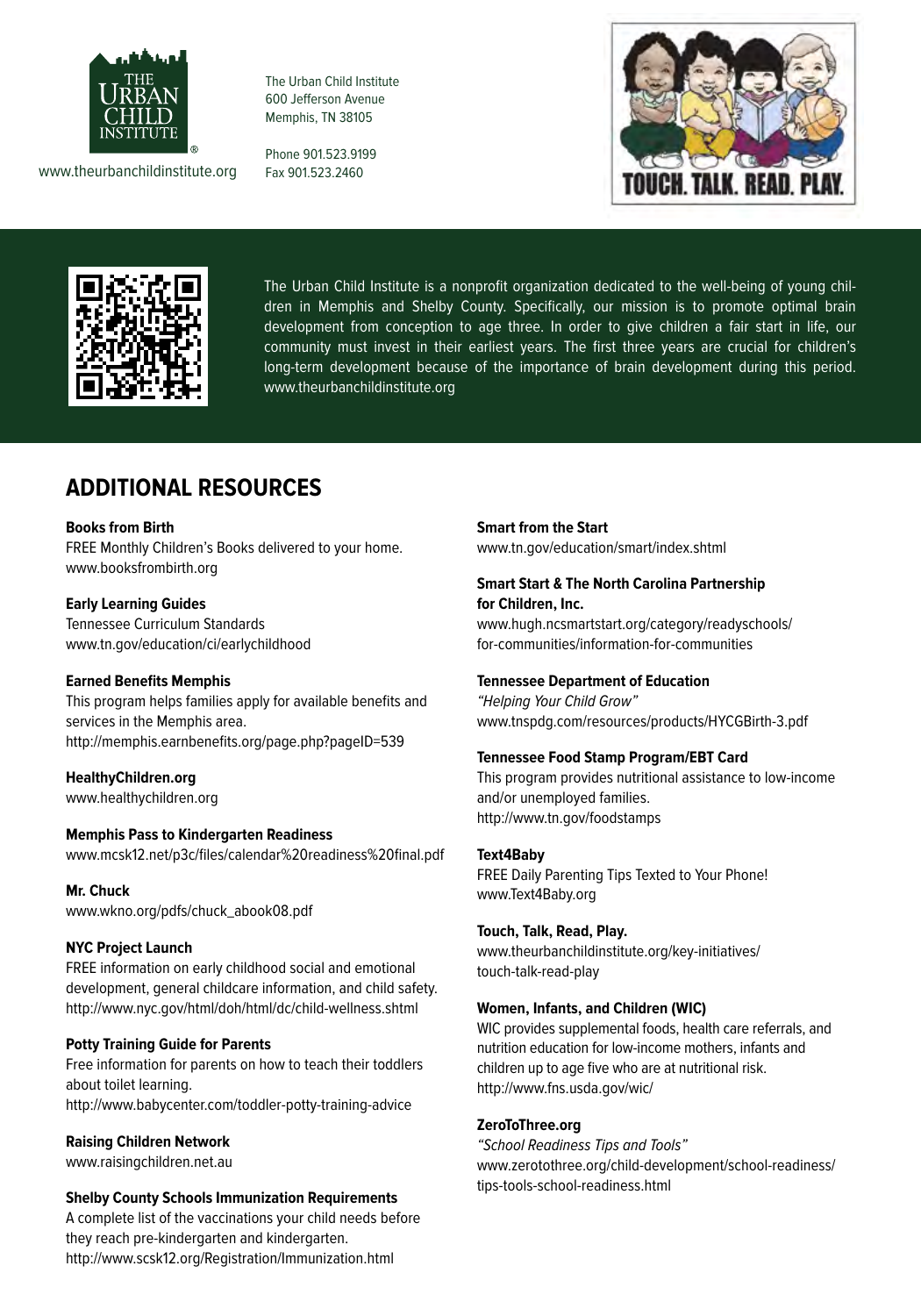The Urban Child Institute
600 Jefferson Avenue
Memphis, TN 38105

Phone 901.523.9199
Fax 901.523.2460

www.theurbanchildinstitute.org

TOUCH. TALK. READ. PLAY.

The Urban Child Institute is a nonprofit organization dedicated to the well-being of young children in Memphis and Shelby County. Specifically, our mission is to promote optimal brain development from conception to age three. In order to give children a fair start in life, our community must invest in their earliest years. The first three years are crucial for children's long-term development because of the importance of brain development during this period. www.theurbanchildinstitute.org

## ADDITIONAL RESOURCES

**Books from Birth**
FREE Monthly Children's Books delivered to your home.
www.booksfrombirth.org

**Early Learning Guides**
Tennessee Curriculum Standards
www.tn.gov/education/ci/earlychildhood

**Earned Benefits Memphis**
This program helps families apply for available benefits and services in the Memphis area.
http://memphis.earnbenefits.org/page.php?pageID=539

**HealthyChildren.org**
www.healthychildren.org

**Memphis Pass to Kindergarten Readiness**
www.mcsk12.net/p3c/files/calendar%20readiness%20final.pdf

**Mr. Chuck**
www.wkno.org/pdfs/chuck_abook08.pdf

**NYC Project Launch**
FREE information on early childhood social and emotional development, general childcare information, and child safety.
http://www.nyc.gov/html/doh/html/dc/child-wellness.shtml

**Potty Training Guide for Parents**
Free information for parents on how to teach their toddlers about toilet learning.
http://www.babycenter.com/toddler-potty-training-advice

**Raising Children Network**
www.raisingchildren.net.au

**Shelby County Schools Immunization Requirements**
A complete list of the vaccinations your child needs before they reach pre-kindergarten and kindergarten.
http://www.scsk12.org/Registration/Immunization.html

**Smart from the Start**
www.tn.gov/education/smart/index.shtml

**Smart Start & The North Carolina Partnership for Children, Inc.**
www.hugh.ncsmartstart.org/category/readyschools/for-communities/information-for-communities

**Tennessee Department of Education**
*"Helping Your Child Grow"*
www.tnspdg.com/resources/products/HYCGBirth-3.pdf

**Tennessee Food Stamp Program/EBT Card**
This program provides nutritional assistance to low-income and/or unemployed families.
http://www.tn.gov/foodstamps

**Text4Baby**
FREE Daily Parenting Tips Texted to Your Phone!
www.Text4Baby.org

**Touch, Talk, Read, Play.**
www.theurbanchildinstitute.org/key-initiatives/touch-talk-read-play

**Women, Infants, and Children (WIC)**
WIC provides supplemental foods, health care referrals, and nutrition education for low-income mothers, infants and children up to age five who are at nutritional risk.
http://www.fns.usda.gov/wic/

**ZeroToThree.org**
*"School Readiness Tips and Tools"*
www.zerotothree.org/child-development/school-readiness/tips-tools-school-readiness.html